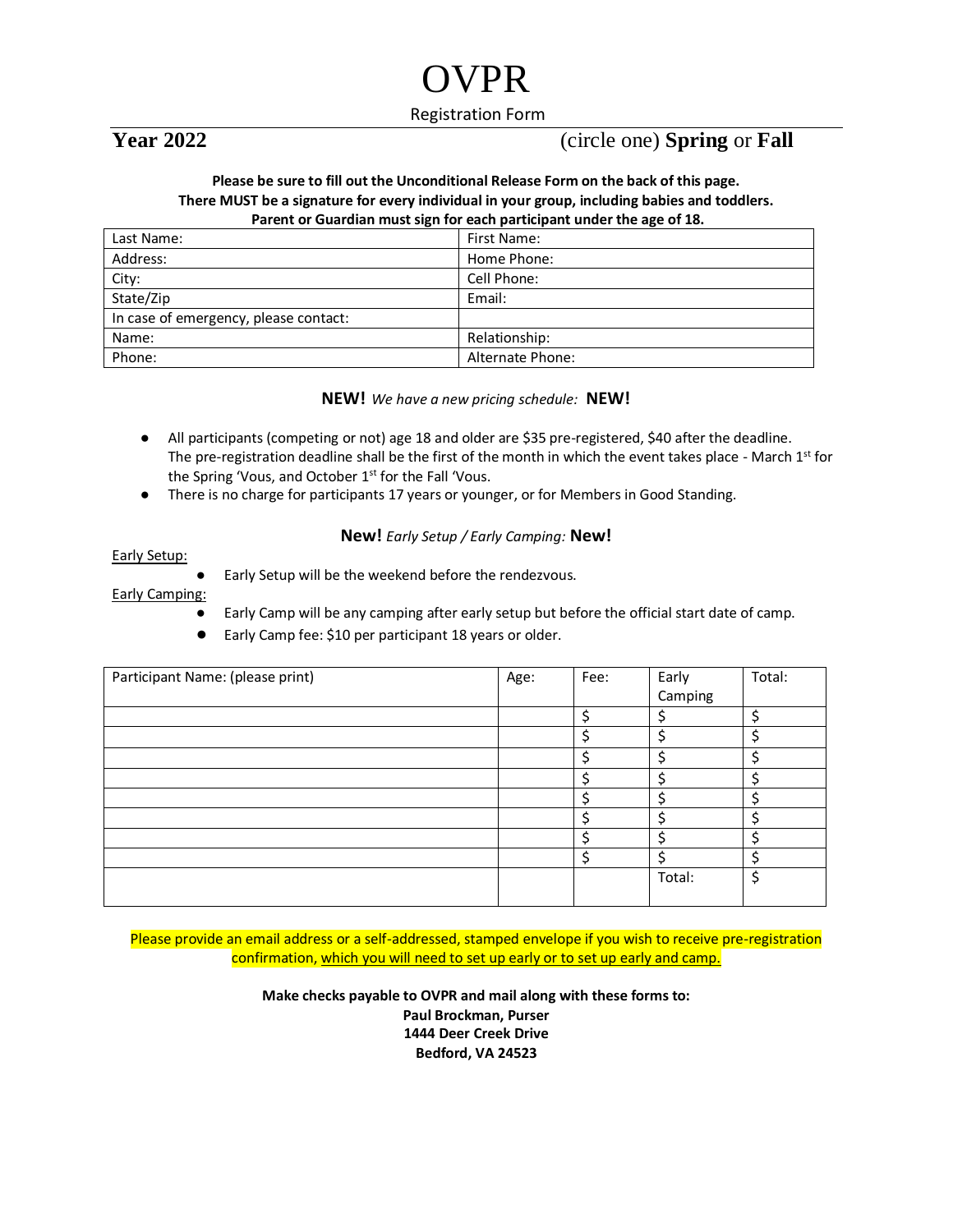# OVPR

Registration Form

**Year 2022** (circle one) **Spring** or **Fall**

**Please be sure to fill out the Unconditional Release Form on the back of this page.**
**There MUST be a signature for every individual in your group, including babies and toddlers.**
**Parent or Guardian must sign for each participant under the age of 18.**

| Last Name: | First Name: |
|---|---|
| Address: | Home Phone: |
| City: | Cell Phone: |
| State/Zip | Email: |
| In case of emergency, please contact: | |
| Name: | Relationship: |
| Phone: | Alternate Phone: |

**NEW!** *We have a new pricing schedule:* **NEW!**

- All participants (competing or not) age 18 and older are $35 pre-registered, $40 after the deadline. The pre-registration deadline shall be the first of the month in which the event takes place - March 1st for the Spring 'Vous, and October 1st for the Fall 'Vous.
- There is no charge for participants 17 years or younger, or for Members in Good Standing.

**New!** *Early Setup / Early Camping:* **New!**

Early Setup:

- Early Setup will be the weekend before the rendezvous.

Early Camping:

- Early Camp will be any camping after early setup but before the official start date of camp.
- Early Camp fee: $10 per participant 18 years or older.

| Participant Name: (please print) | Age: | Fee: | Early Camping | Total: |
|---|---|---|---|---|
| | | $ | $ | $ |
| | | $ | $ | $ |
| | | $ | $ | $ |
| | | $ | $ | $ |
| | | $ | $ | $ |
| | | $ | $ | $ |
| | | $ | $ | $ |
| | | $ | $ | $ |
| | | | Total: | $ |

Please provide an email address or a self-addressed, stamped envelope if you wish to receive pre-registration confirmation, which you will need to set up early or to set up early and camp.

**Make checks payable to OVPR and mail along with these forms to:**
**Paul Brockman, Purser**
**1444 Deer Creek Drive**
**Bedford, VA 24523**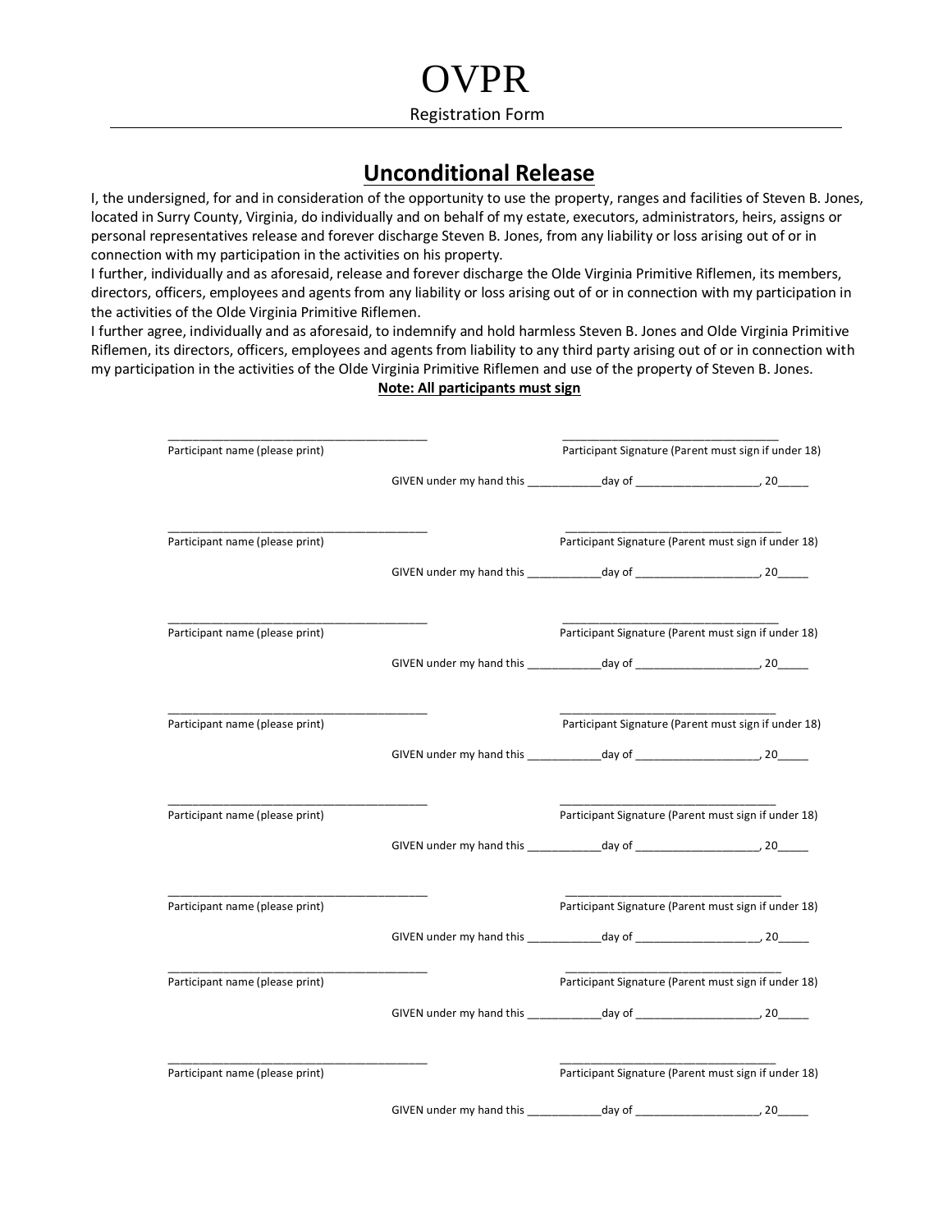# OVPR

Registration Form

---

## Unconditional Release

I, the undersigned, for and in consideration of the opportunity to use the property, ranges and facilities of Steven B. Jones, located in Surry County, Virginia, do individually and on behalf of my estate, executors, administrators, heirs, assigns or personal representatives release and forever discharge Steven B. Jones, from any liability or loss arising out of or in connection with my participation in the activities on his property.

I further, individually and as aforesaid, release and forever discharge the Olde Virginia Primitive Riflemen, its members, directors, officers, employees and agents from any liability or loss arising out of or in connection with my participation in the activities of the Olde Virginia Primitive Riflemen.

I further agree, individually and as aforesaid, to indemnify and hold harmless Steven B. Jones and Olde Virginia Primitive Riflemen, its directors, officers, employees and agents from liability to any third party arising out of or in connection with my participation in the activities of the Olde Virginia Primitive Riflemen and use of the property of Steven B. Jones.

**Note: All participants must sign**

________________________________________ ________________________________

Participant name (please print) Participant Signature (Parent must sign if under 18)

GIVEN under my hand this ___________day of ___________________, 20_____

________________________________________ ________________________________

Participant name (please print) Participant Signature (Parent must sign if under 18)

GIVEN under my hand this ___________day of ___________________, 20_____

________________________________________ ________________________________

Participant name (please print) Participant Signature (Parent must sign if under 18)

GIVEN under my hand this ___________day of ___________________, 20_____

________________________________________ ________________________________

Participant name (please print) Participant Signature (Parent must sign if under 18)

GIVEN under my hand this ___________day of ___________________, 20_____

________________________________________ ________________________________

Participant name (please print) Participant Signature (Parent must sign if under 18)

GIVEN under my hand this ___________day of ___________________, 20_____

________________________________________ ________________________________

Participant name (please print) Participant Signature (Parent must sign if under 18)

GIVEN under my hand this ___________day of ___________________, 20_____

________________________________________ ________________________________

Participant name (please print) Participant Signature (Parent must sign if under 18)

GIVEN under my hand this ___________day of ___________________, 20_____

________________________________________ ________________________________

Participant name (please print) Participant Signature (Parent must sign if under 18)

GIVEN under my hand this ___________day of ___________________, 20_____